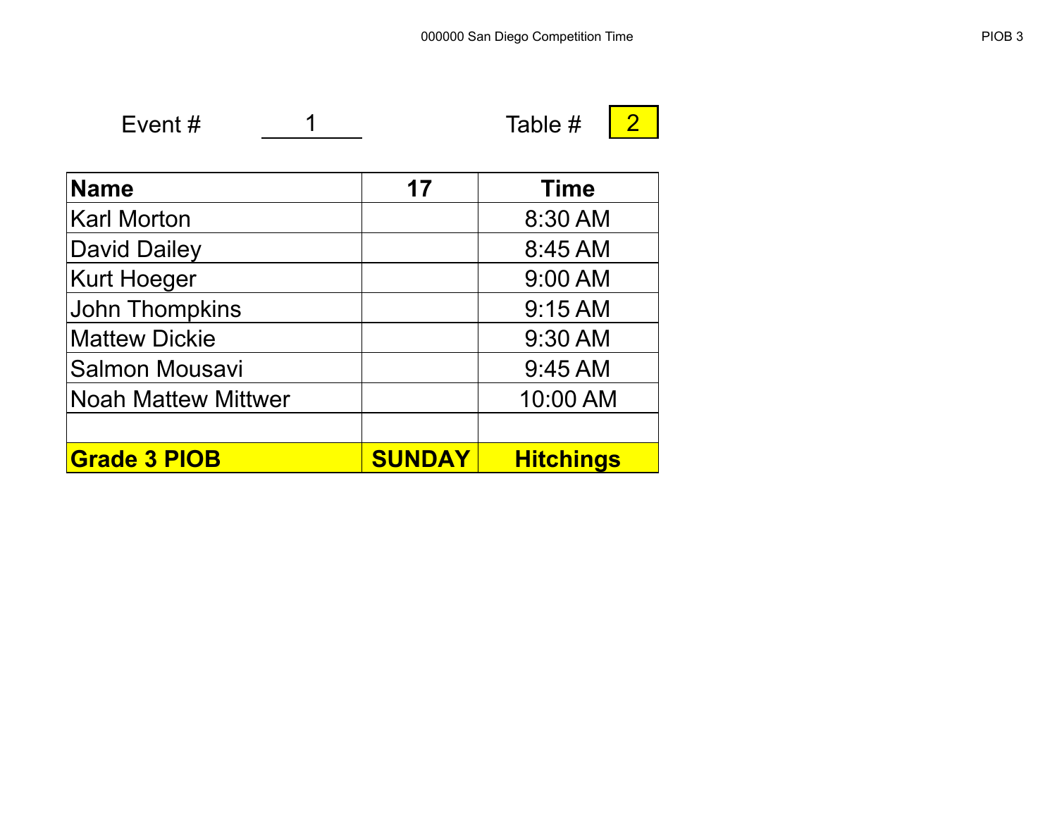Event # 1 Table # 2

| Name | 17 | Time |
| --- | --- | --- |
| Karl Morton | | 8:30 AM |
| David Dailey | | 8:45 AM |
| Kurt Hoeger | | 9:00 AM |
| John Thompkins | | 9:15 AM |
| Mattew Dickie | | 9:30 AM |
| Salmon Mousavi | | 9:45 AM |
| Noah Mattew Mittwer | | 10:00 AM |
| | | |
| **Grade 3 PIOB** | **SUNDAY** | **Hitchings** |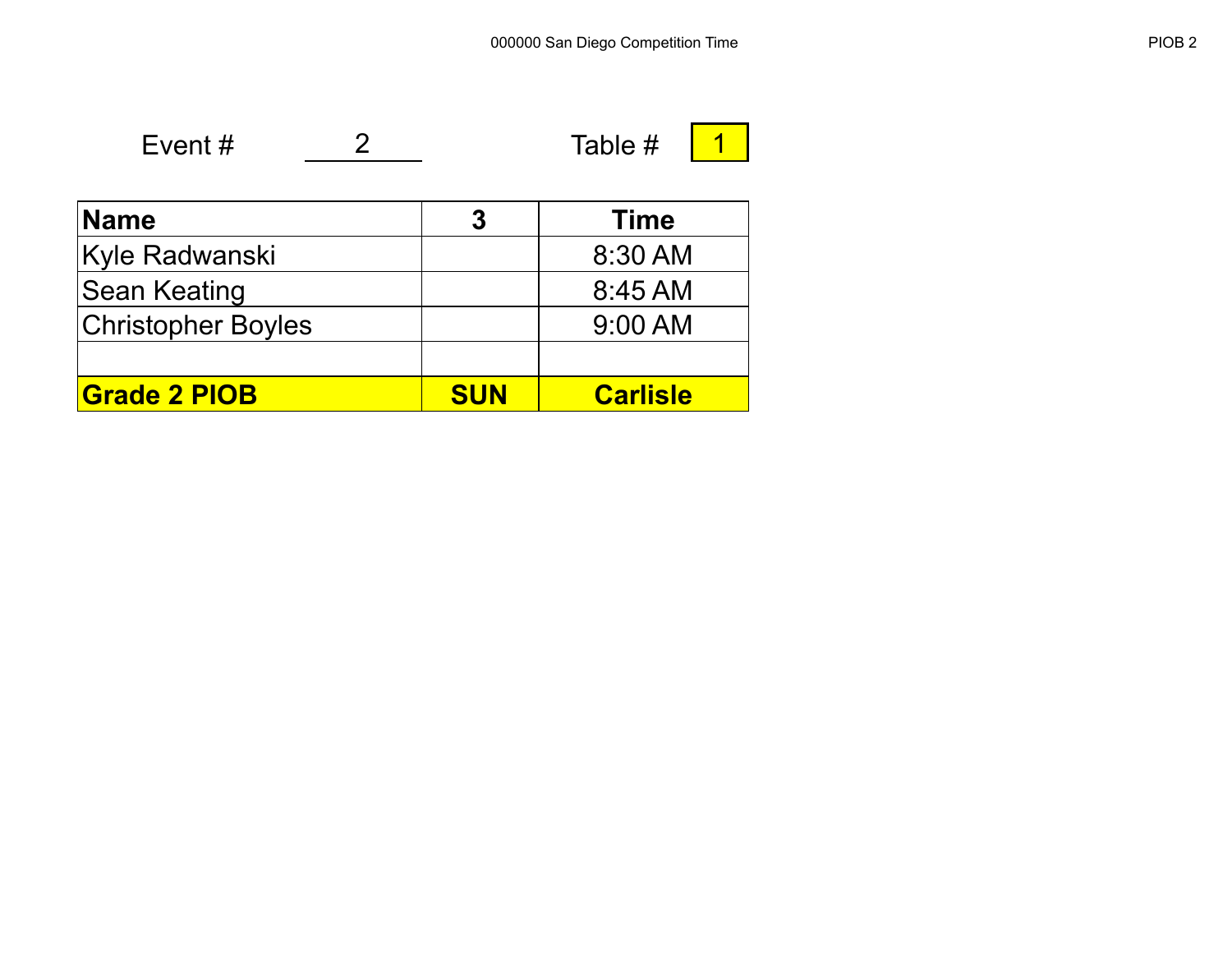Event # 2

Table # 1

| Name | 3 | Time |
|---|---|---|
| Kyle Radwanski | | 8:30 AM |
| Sean Keating | | 8:45 AM |
| Christopher Boyles | | 9:00 AM |
| | | |
| **Grade 2 PIOB** | **SUN** | **Carlisle** |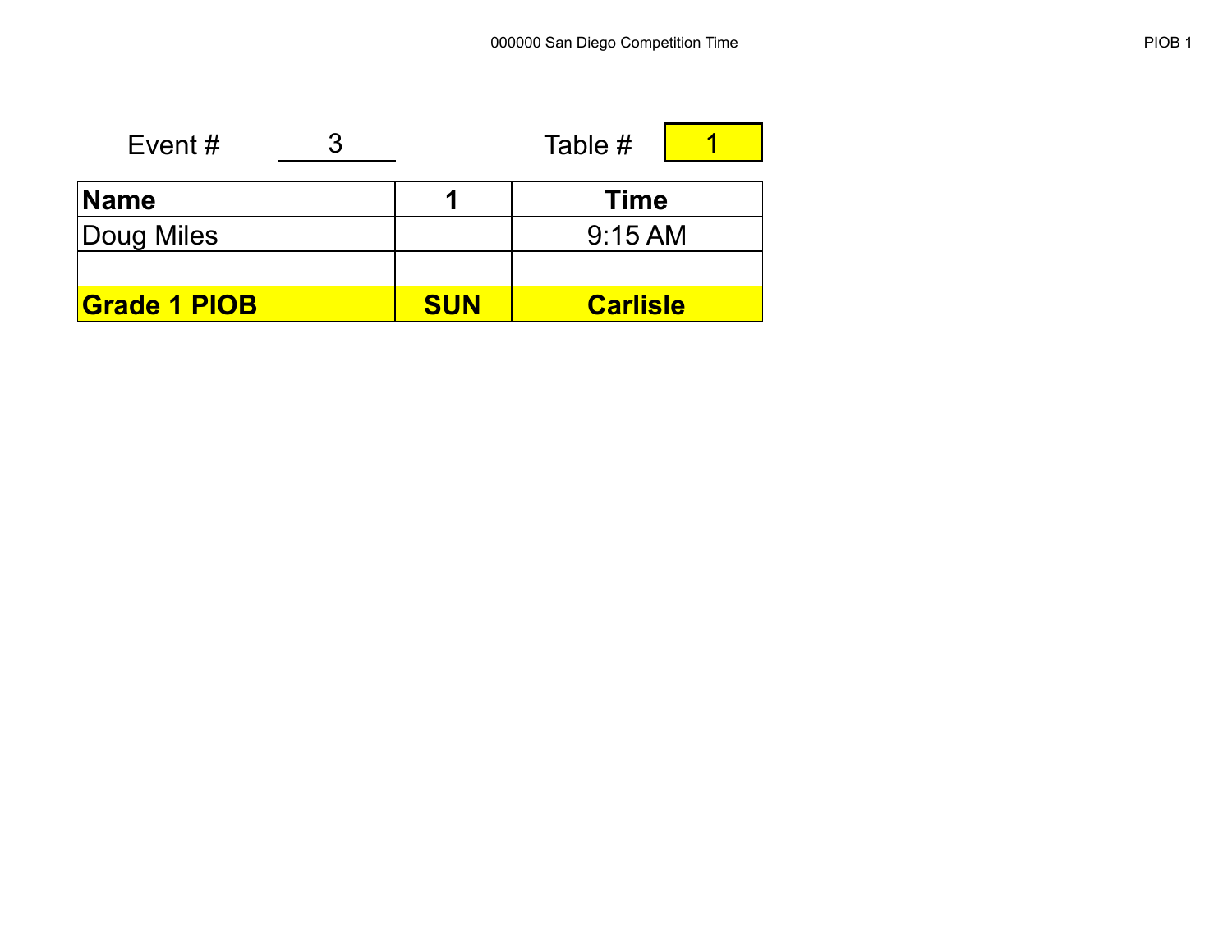Event # 3

Table # 1

| Name | 1 | Time |
|---|---|---|
| Doug Miles | | 9:15 AM |
| | | |
| **Grade 1 PIOB** | **SUN** | **Carlisle** |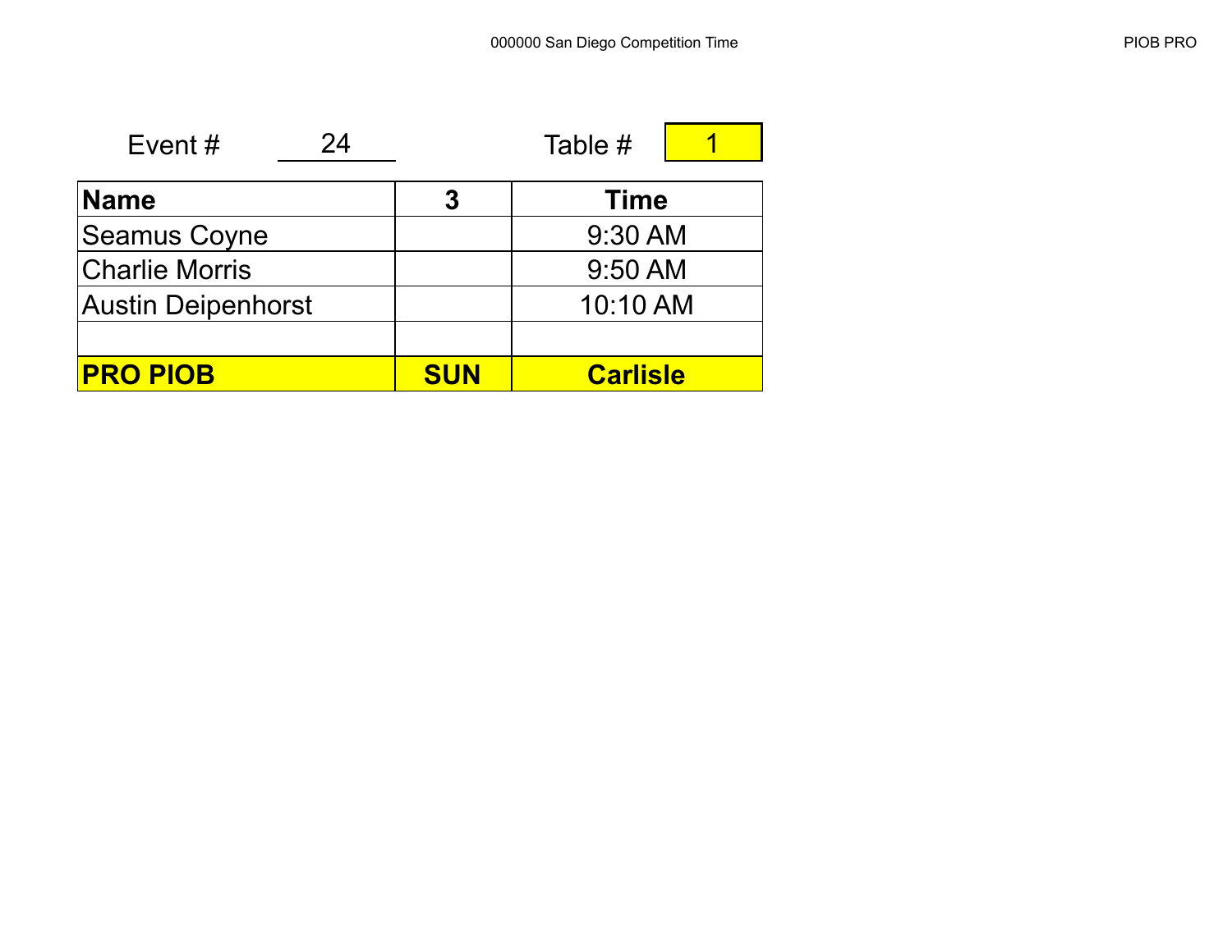Event # 24

Table # 1

| Name | 3 | Time |
|---|---|---|
| Seamus Coyne | | 9:30 AM |
| Charlie Morris | | 9:50 AM |
| Austin Deipenhorst | | 10:10 AM |
| | | |
| **PRO PIOB** | **SUN** | **Carlisle** |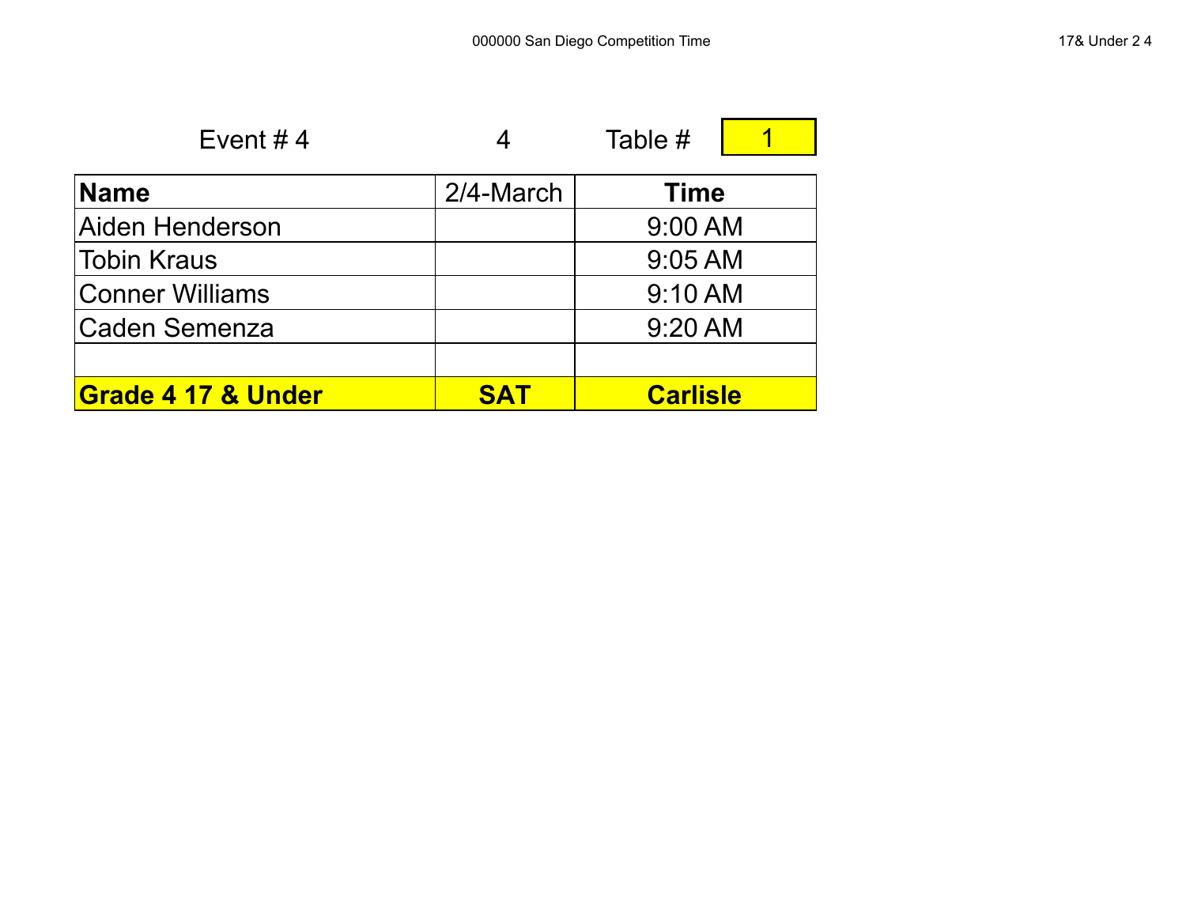Event # 4 4 Table # 1

| Name | 2/4-March | Time |
| --- | --- | --- |
| Aiden Henderson | | 9:00 AM |
| Tobin Kraus | | 9:05 AM |
| Conner Williams | | 9:10 AM |
| Caden Semenza | | 9:20 AM |
| | | |
| **Grade 4 17 & Under** | **SAT** | **Carlisle** |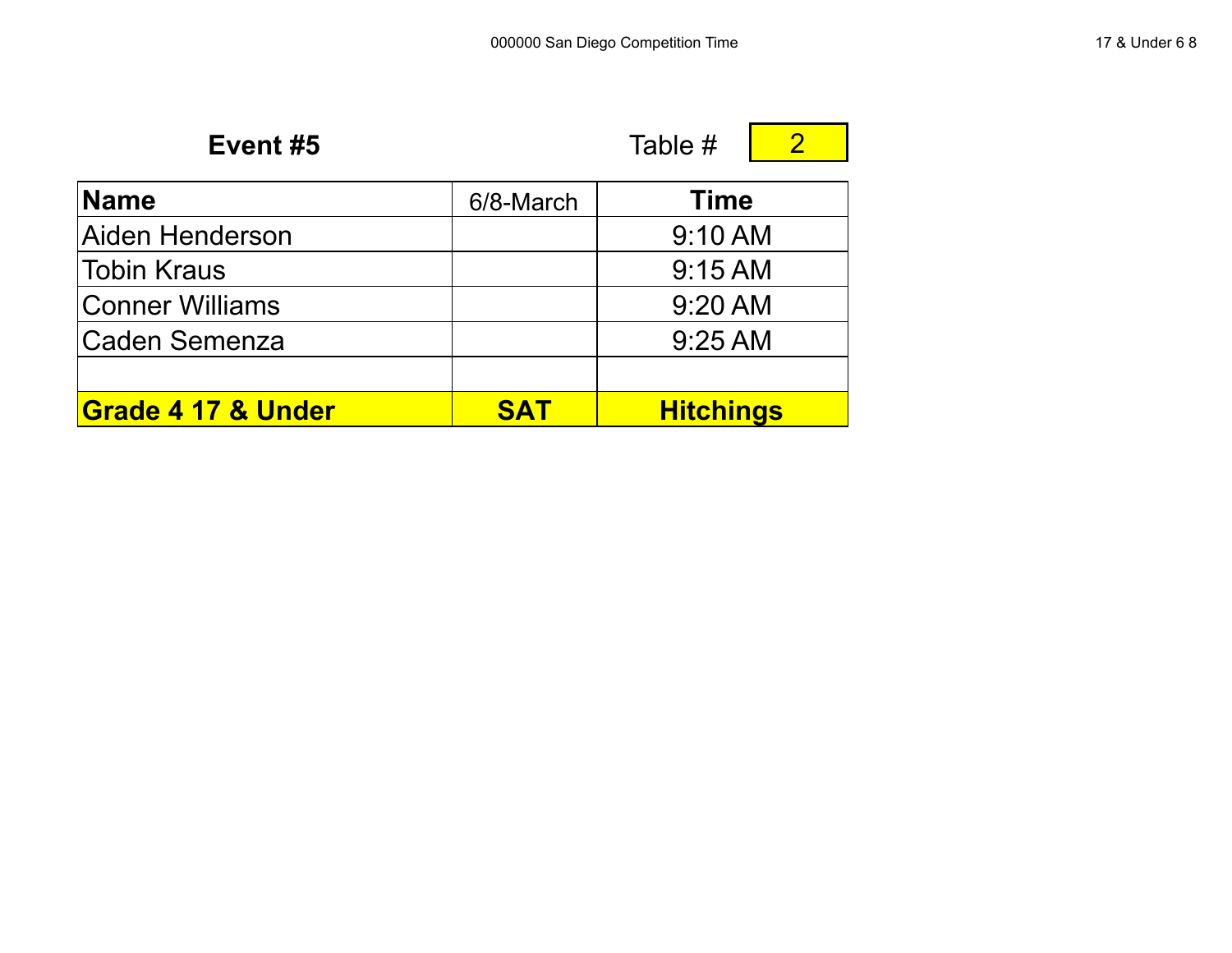**Event #5** Table # 2

| Name | 6/8-March | Time |
|---|---|---|
| Aiden Henderson | | 9:10 AM |
| Tobin Kraus | | 9:15 AM |
| Conner Williams | | 9:20 AM |
| Caden Semenza | | 9:25 AM |
| | | |
| **Grade 4 17 & Under** | **SAT** | **Hitchings** |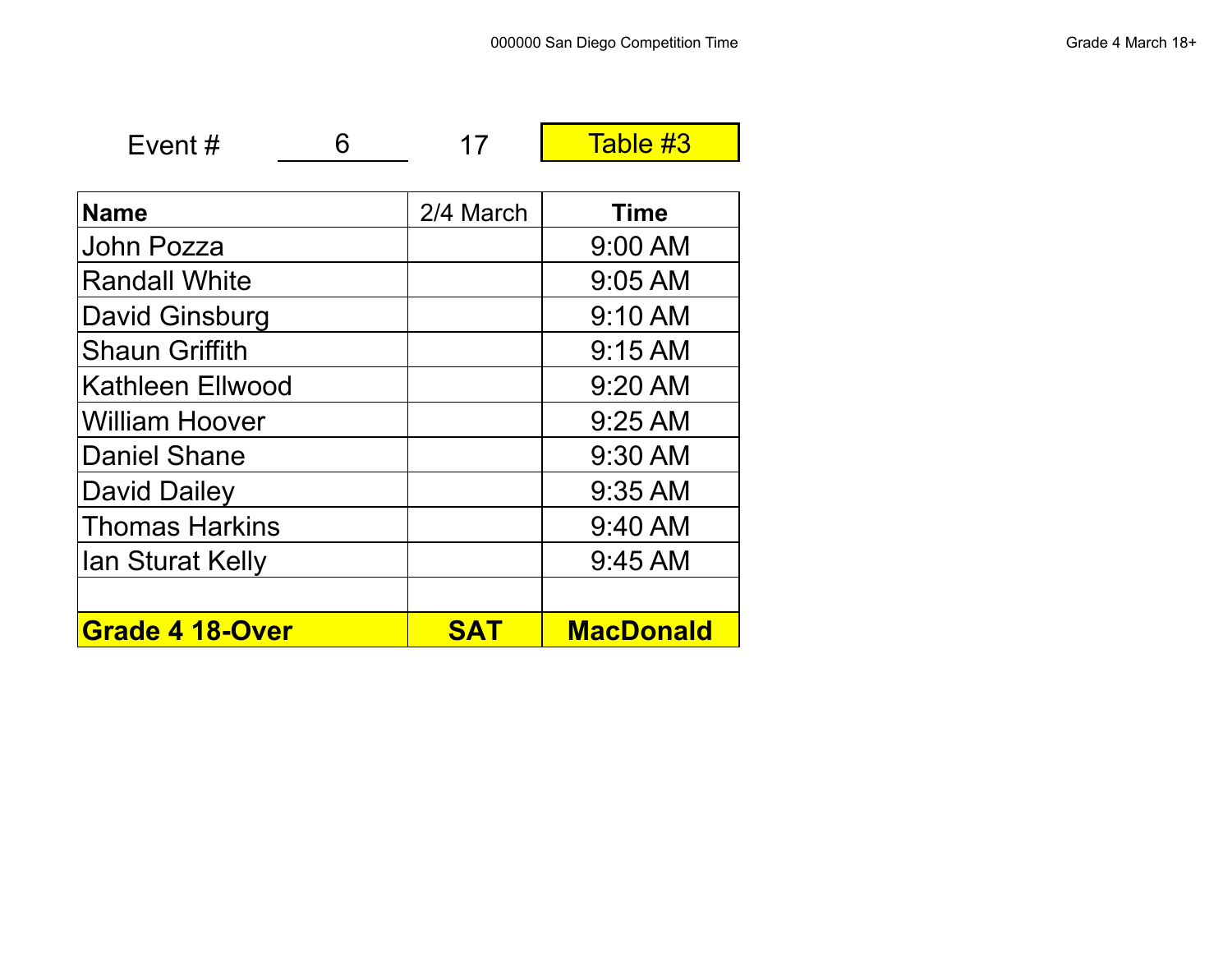Event # 6 17 **Table #3**

| Name | 2/4 March | Time |
| --- | --- | --- |
| John Pozza | | 9:00 AM |
| Randall White | | 9:05 AM |
| David Ginsburg | | 9:10 AM |
| Shaun Griffith | | 9:15 AM |
| Kathleen Ellwood | | 9:20 AM |
| William Hoover | | 9:25 AM |
| Daniel Shane | | 9:30 AM |
| David Dailey | | 9:35 AM |
| Thomas Harkins | | 9:40 AM |
| Ian Sturat Kelly | | 9:45 AM |
| | | |
| **Grade 4 18-Over** | **SAT** | **MacDonald** |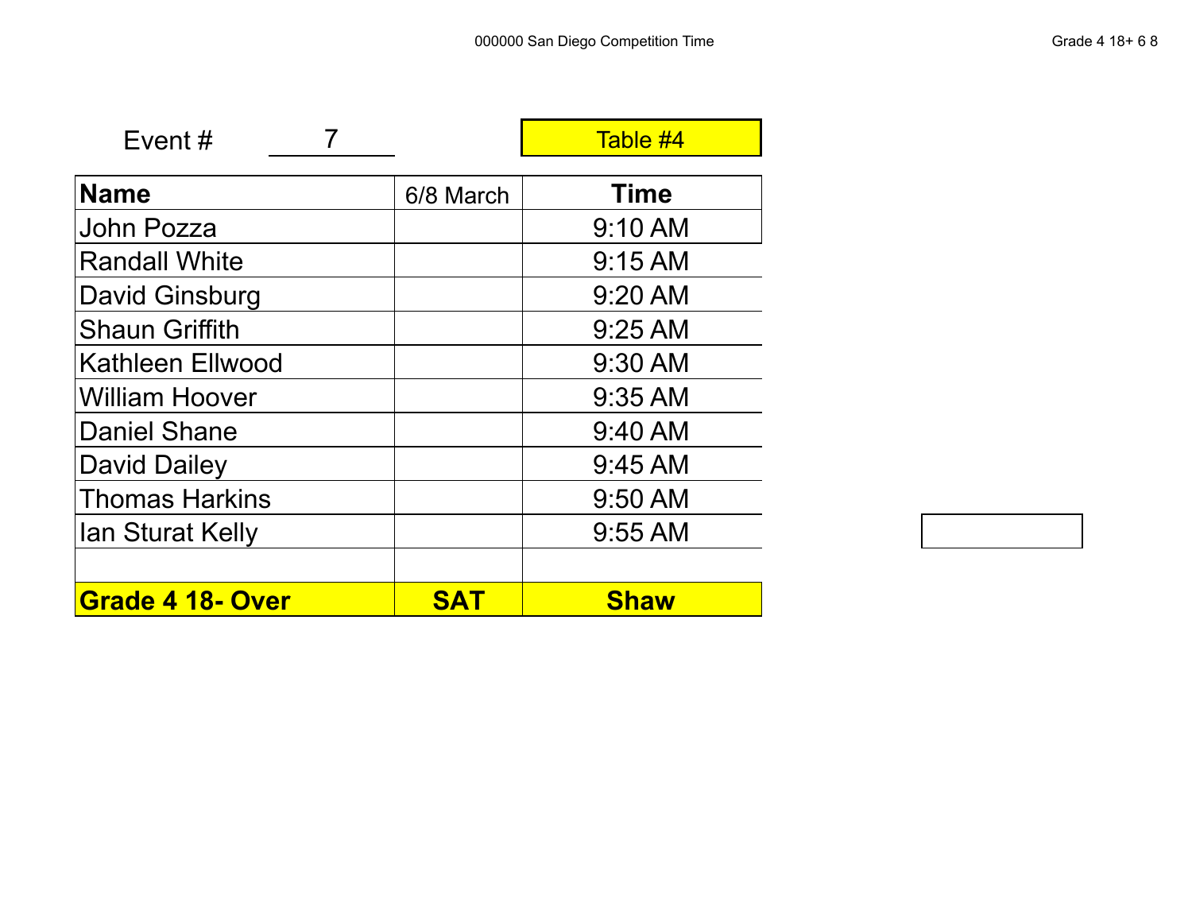Event # 7

Table #4

| Name | 6/8 March | Time |
|---|---|---|
| John Pozza | | 9:10 AM |
| Randall White | | 9:15 AM |
| David Ginsburg | | 9:20 AM |
| Shaun Griffith | | 9:25 AM |
| Kathleen Ellwood | | 9:30 AM |
| William Hoover | | 9:35 AM |
| Daniel Shane | | 9:40 AM |
| David Dailey | | 9:45 AM |
| Thomas Harkins | | 9:50 AM |
| Ian Sturat Kelly | | 9:55 AM |
| | | |
| **Grade 4 18- Over** | **SAT** | **Shaw** |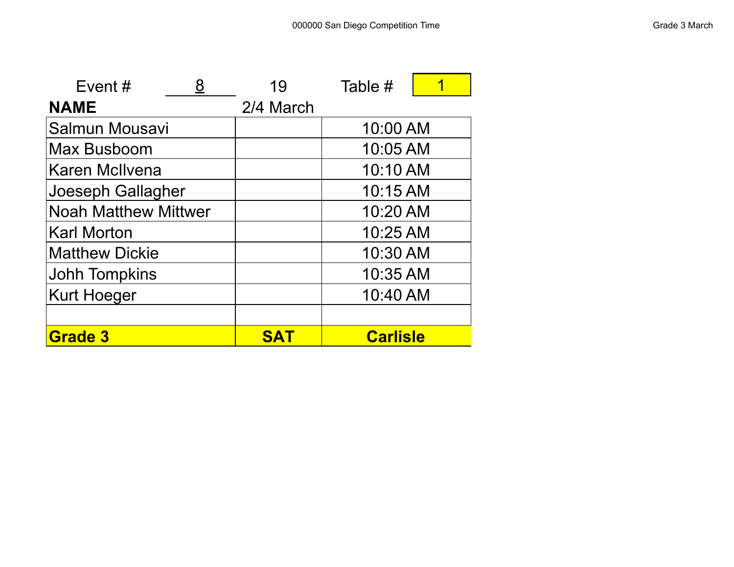Event # 8 19 Table # 1

| NAME | 2/4 March | |
|---|---|---|
| Salmun Mousavi | | 10:00 AM |
| Max Busboom | | 10:05 AM |
| Karen McIlvena | | 10:10 AM |
| Joeseph Gallagher | | 10:15 AM |
| Noah Matthew Mittwer | | 10:20 AM |
| Karl Morton | | 10:25 AM |
| Matthew Dickie | | 10:30 AM |
| Johh Tompkins | | 10:35 AM |
| Kurt Hoeger | | 10:40 AM |
| | | |
| **Grade 3** | **SAT** | **Carlisle** |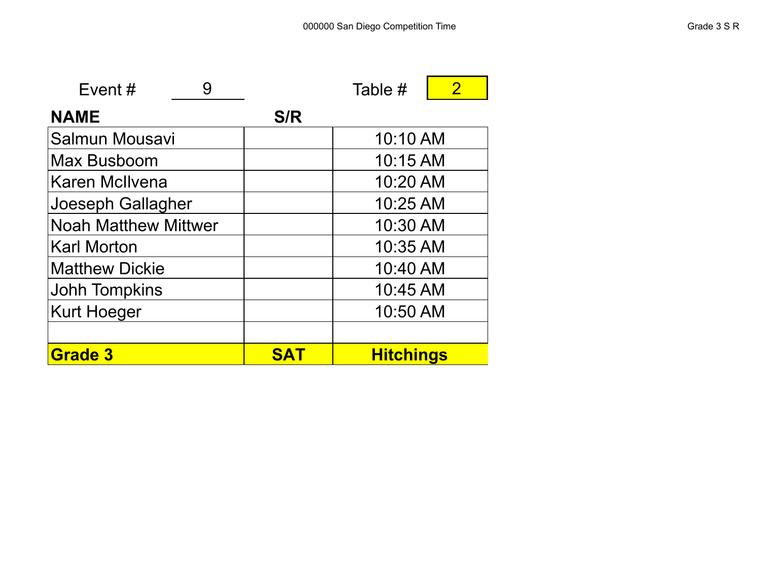Event # 9 &nbsp;&nbsp;&nbsp;&nbsp; Table # 2

| NAME | S/R | |
|---|---|---|
| Salmun Mousavi | | 10:10 AM |
| Max Busboom | | 10:15 AM |
| Karen McIlvena | | 10:20 AM |
| Joeseph Gallagher | | 10:25 AM |
| Noah Matthew Mittwer | | 10:30 AM |
| Karl Morton | | 10:35 AM |
| Matthew Dickie | | 10:40 AM |
| Johh Tompkins | | 10:45 AM |
| Kurt Hoeger | | 10:50 AM |
| | | |
| **Grade 3** | **SAT** | **Hitchings** |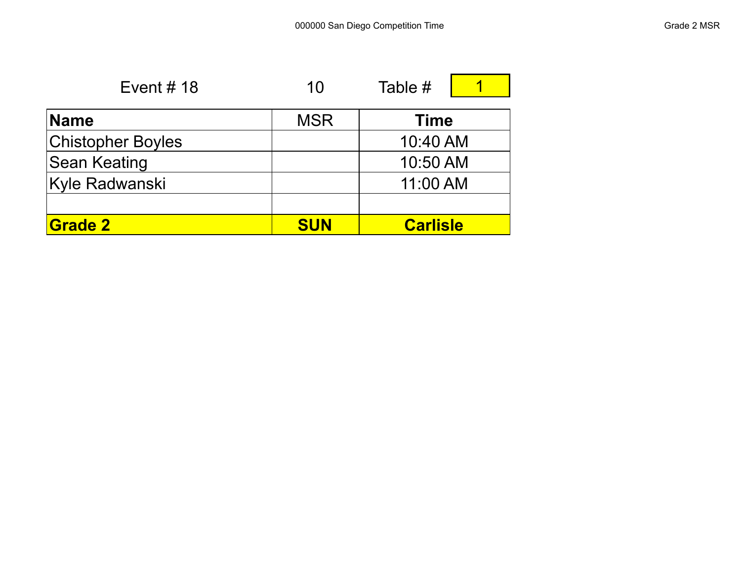Event # 18 | 10 | Table # | 1

| Name | MSR | Time |
|---|---|---|
| Chistopher Boyles | | 10:40 AM |
| Sean Keating | | 10:50 AM |
| Kyle Radwanski | | 11:00 AM |
| | | |
| **Grade 2** | **SUN** | **Carlisle** |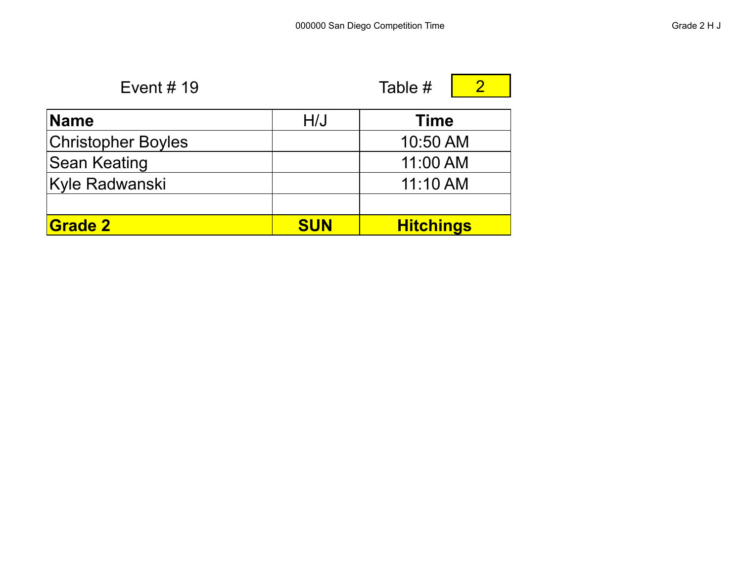Event # 19 Table # 2

| Name | H/J | Time |
| --- | --- | --- |
| Christopher Boyles | | 10:50 AM |
| Sean Keating | | 11:00 AM |
| Kyle Radwanski | | 11:10 AM |
| | | |
| **Grade 2** | **SUN** | **Hitchings** |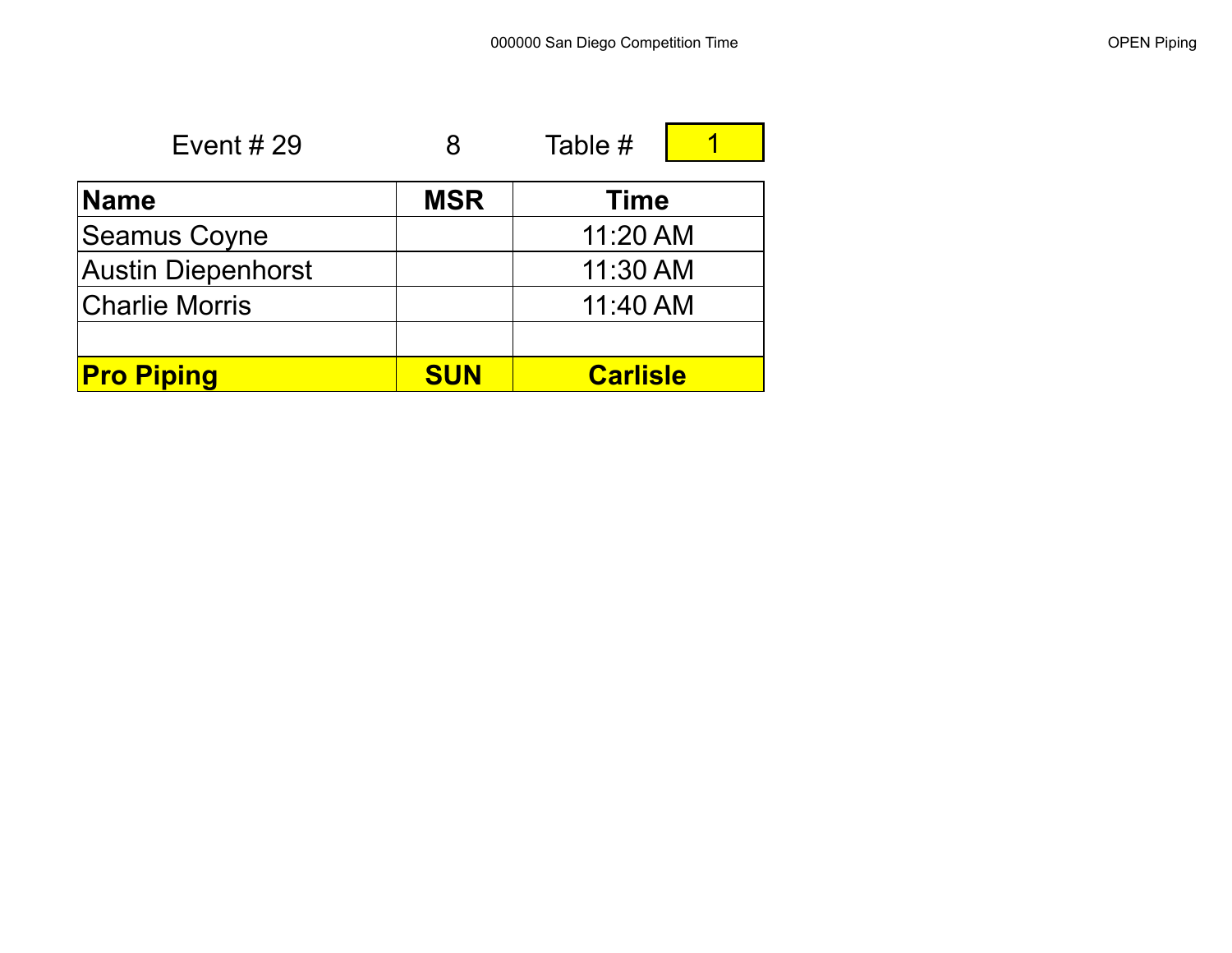Event # 29 8 Table # 1

| Name | MSR | Time |
|---|---|---|
| Seamus Coyne | | 11:20 AM |
| Austin Diepenhorst | | 11:30 AM |
| Charlie Morris | | 11:40 AM |
| | | |
| **Pro Piping** | **SUN** | **Carlisle** |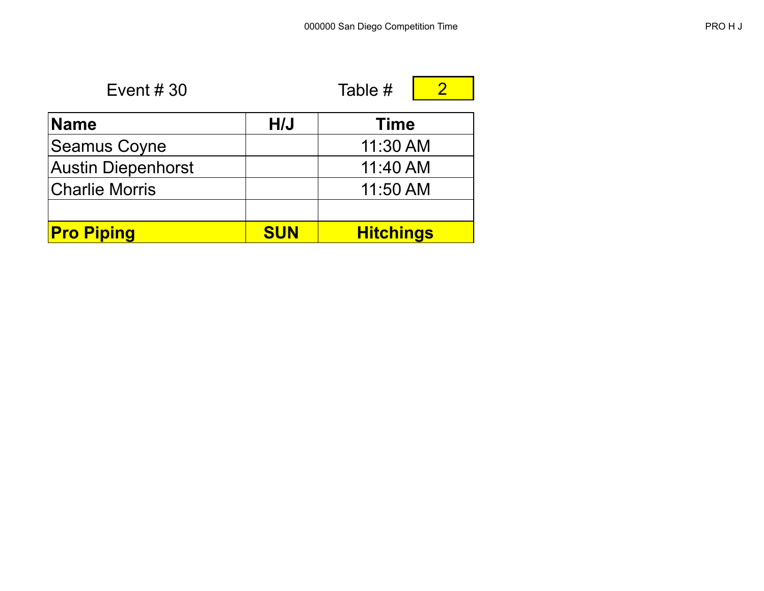Event # 30 | Table # 2

| Name | H/J | Time |
| --- | --- | --- |
| Seamus Coyne | | 11:30 AM |
| Austin Diepenhorst | | 11:40 AM |
| Charlie Morris | | 11:50 AM |
| | | |
| **Pro Piping** | **SUN** | **Hitchings** |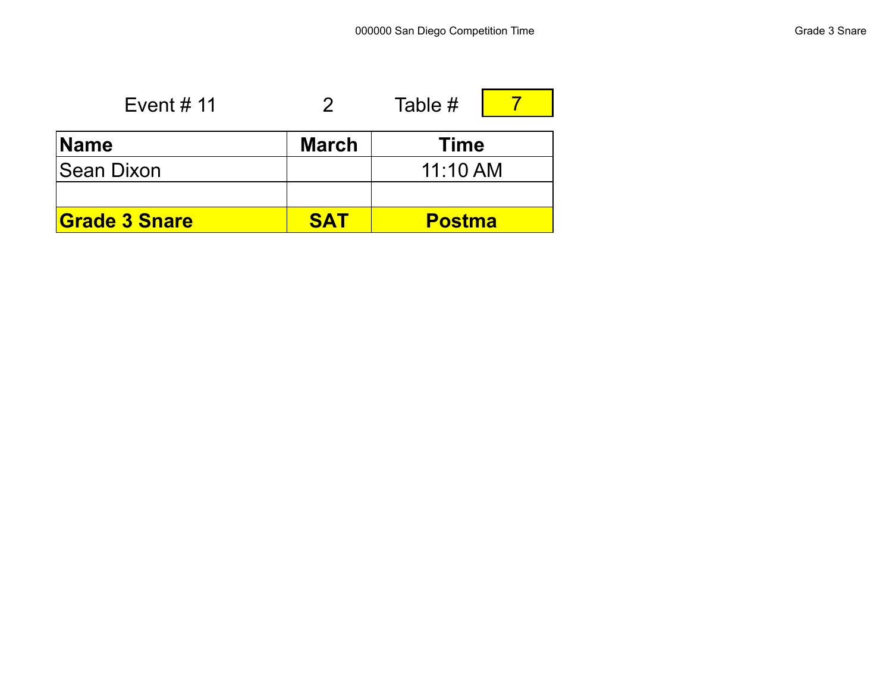Event # 11 2 Table # 7

| Name | March | Time |
| --- | --- | --- |
| Sean Dixon | | 11:10 AM |
| | | |
| **Grade 3 Snare** | **SAT** | **Postma** |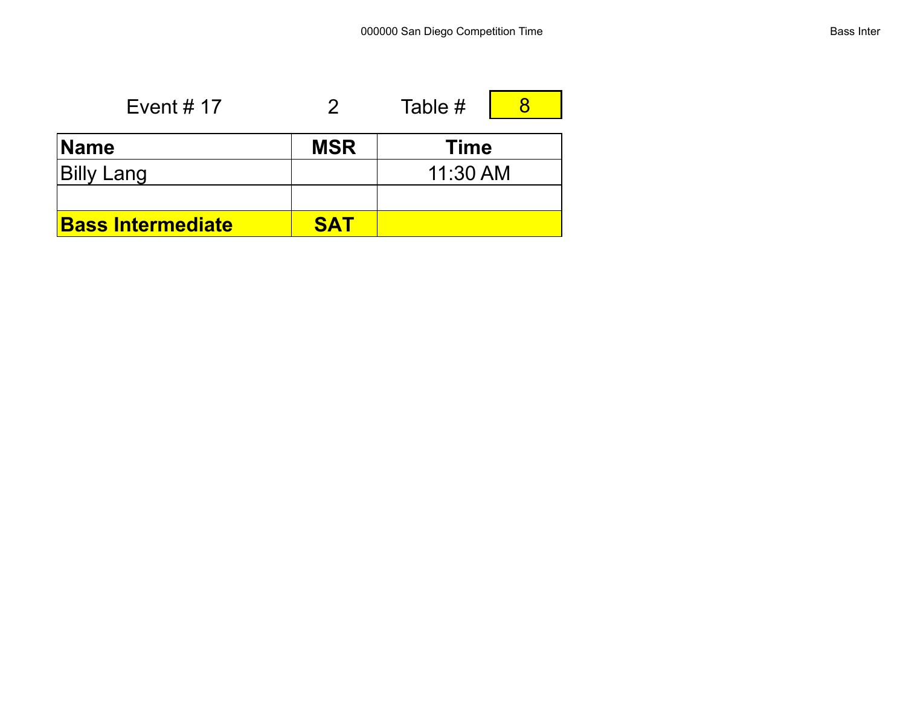Event # 17 | 2 | Table # | 8

| Name | MSR | Time |
|---|---|---|
| Billy Lang | | 11:30 AM |
| | | |
| **Bass Intermediate** | **SAT** | |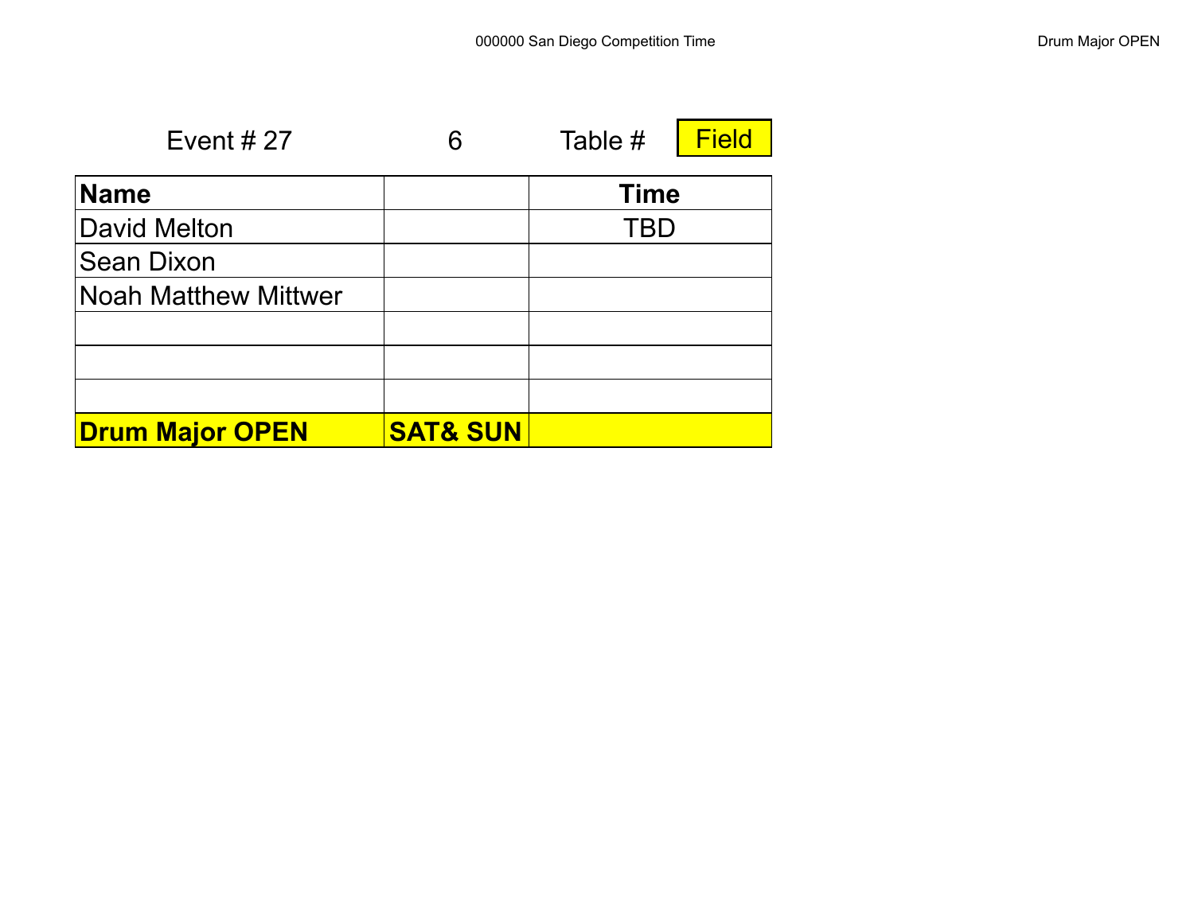Event # 27 6 Table # Field

| Name | | Time |
|---|---|---|
| David Melton | | TBD |
| Sean Dixon | | |
| Noah Matthew Mittwer | | |
| | | |
| | | |
| | | |
| **Drum Major OPEN** | **SAT& SUN** | |